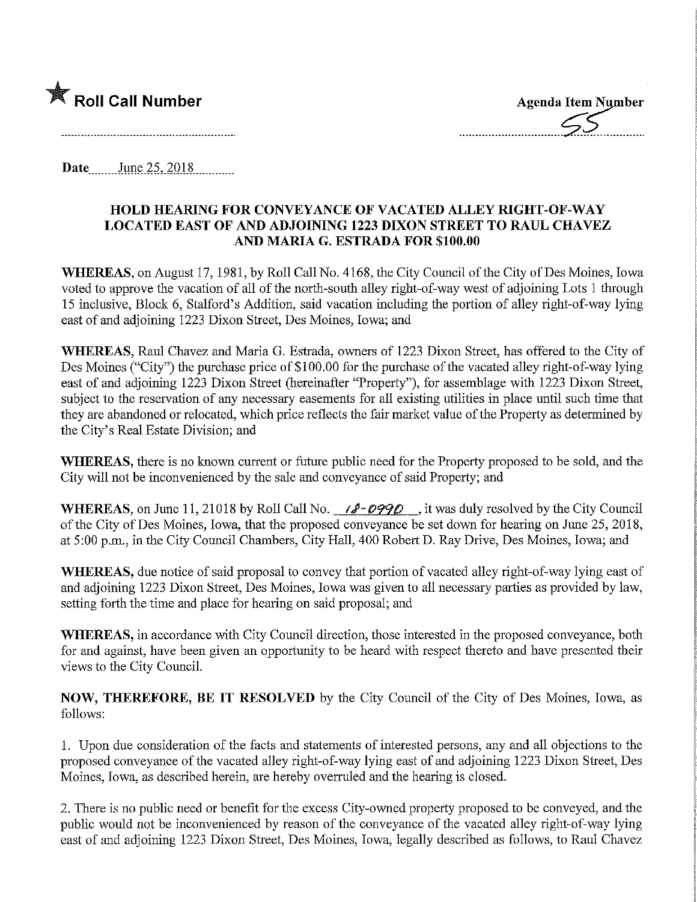★ **Roll Call Number**

..........................................................

**Agenda Item Number**

55

**Date** June 25, 2018

### HOLD HEARING FOR CONVEYANCE OF VACATED ALLEY RIGHT-OF-WAY LOCATED EAST OF AND ADJOINING 1223 DIXON STREET TO RAUL CHAVEZ AND MARIA G. ESTRADA FOR $100.00

**WHEREAS**, on August 17, 1981, by Roll Call No. 4168, the City Council of the City of Des Moines, Iowa voted to approve the vacation of all of the north-south alley right-of-way west of adjoining Lots 1 through 15 inclusive, Block 6, Stalford's Addition, said vacation including the portion of alley right-of-way lying east of and adjoining 1223 Dixon Street, Des Moines, Iowa; and

**WHEREAS**, Raul Chavez and Maria G. Estrada, owners of 1223 Dixon Street, has offered to the City of Des Moines ("City") the purchase price of $100.00 for the purchase of the vacated alley right-of-way lying east of and adjoining 1223 Dixon Street (hereinafter "Property"), for assemblage with 1223 Dixon Street, subject to the reservation of any necessary easements for all existing utilities in place until such time that they are abandoned or relocated, which price reflects the fair market value of the Property as determined by the City's Real Estate Division; and

**WHEREAS**, there is no known current or future public need for the Property proposed to be sold, and the City will not be inconvenienced by the sale and conveyance of said Property; and

**WHEREAS**, on June 11, 21018 by Roll Call No. 18-0990, it was duly resolved by the City Council of the City of Des Moines, Iowa, that the proposed conveyance be set down for hearing on June 25, 2018, at 5:00 p.m., in the City Council Chambers, City Hall, 400 Robert D. Ray Drive, Des Moines, Iowa; and

**WHEREAS**, due notice of said proposal to convey that portion of vacated alley right-of-way lying east of and adjoining 1223 Dixon Street, Des Moines, Iowa was given to all necessary parties as provided by law, setting forth the time and place for hearing on said proposal; and

**WHEREAS**, in accordance with City Council direction, those interested in the proposed conveyance, both for and against, have been given an opportunity to be heard with respect thereto and have presented their views to the City Council.

**NOW, THEREFORE, BE IT RESOLVED** by the City Council of the City of Des Moines, Iowa, as follows:

1. Upon due consideration of the facts and statements of interested persons, any and all objections to the proposed conveyance of the vacated alley right-of-way lying east of and adjoining 1223 Dixon Street, Des Moines, Iowa, as described herein, are hereby overruled and the hearing is closed.

2. There is no public need or benefit for the excess City-owned property proposed to be conveyed, and the public would not be inconvenienced by reason of the conveyance of the vacated alley right-of-way lying east of and adjoining 1223 Dixon Street, Des Moines, Iowa, legally described as follows, to Raul Chavez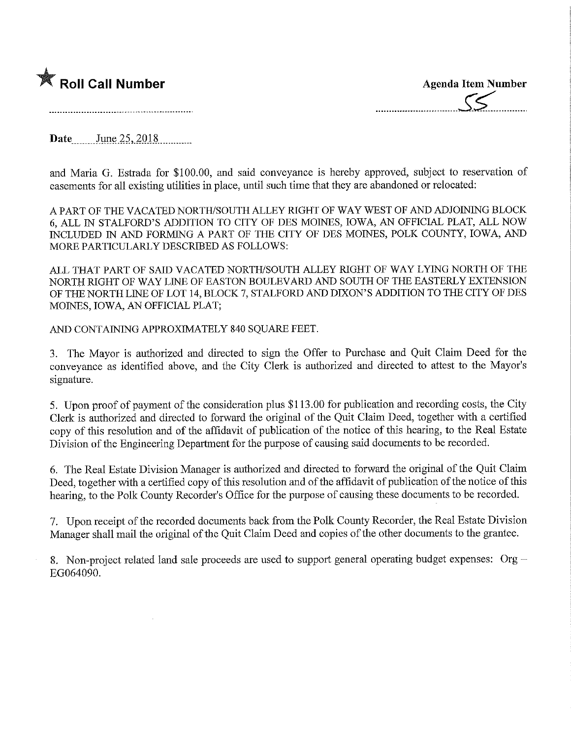★ **Roll Call Number**

**Agenda Item Number**

55

**Date** June 25, 2018

and Maria G. Estrada for $100.00, and said conveyance is hereby approved, subject to reservation of easements for all existing utilities in place, until such time that they are abandoned or relocated:

A PART OF THE VACATED NORTH/SOUTH ALLEY RIGHT OF WAY WEST OF AND ADJOINING BLOCK 6, ALL IN STALFORD'S ADDITION TO CITY OF DES MOINES, IOWA, AN OFFICIAL PLAT, ALL NOW INCLUDED IN AND FORMING A PART OF THE CITY OF DES MOINES, POLK COUNTY, IOWA, AND MORE PARTICULARLY DESCRIBED AS FOLLOWS:

ALL THAT PART OF SAID VACATED NORTH/SOUTH ALLEY RIGHT OF WAY LYING NORTH OF THE NORTH RIGHT OF WAY LINE OF EASTON BOULEVARD AND SOUTH OF THE EASTERLY EXTENSION OF THE NORTH LINE OF LOT 14, BLOCK 7, STALFORD AND DIXON'S ADDITION TO THE CITY OF DES MOINES, IOWA, AN OFFICIAL PLAT;

AND CONTAINING APPROXIMATELY 840 SQUARE FEET.

3. The Mayor is authorized and directed to sign the Offer to Purchase and Quit Claim Deed for the conveyance as identified above, and the City Clerk is authorized and directed to attest to the Mayor's signature.

5. Upon proof of payment of the consideration plus $113.00 for publication and recording costs, the City Clerk is authorized and directed to forward the original of the Quit Claim Deed, together with a certified copy of this resolution and of the affidavit of publication of the notice of this hearing, to the Real Estate Division of the Engineering Department for the purpose of causing said documents to be recorded.

6. The Real Estate Division Manager is authorized and directed to forward the original of the Quit Claim Deed, together with a certified copy of this resolution and of the affidavit of publication of the notice of this hearing, to the Polk County Recorder's Office for the purpose of causing these documents to be recorded.

7. Upon receipt of the recorded documents back from the Polk County Recorder, the Real Estate Division Manager shall mail the original of the Quit Claim Deed and copies of the other documents to the grantee.

8. Non-project related land sale proceeds are used to support general operating budget expenses: Org – EG064090.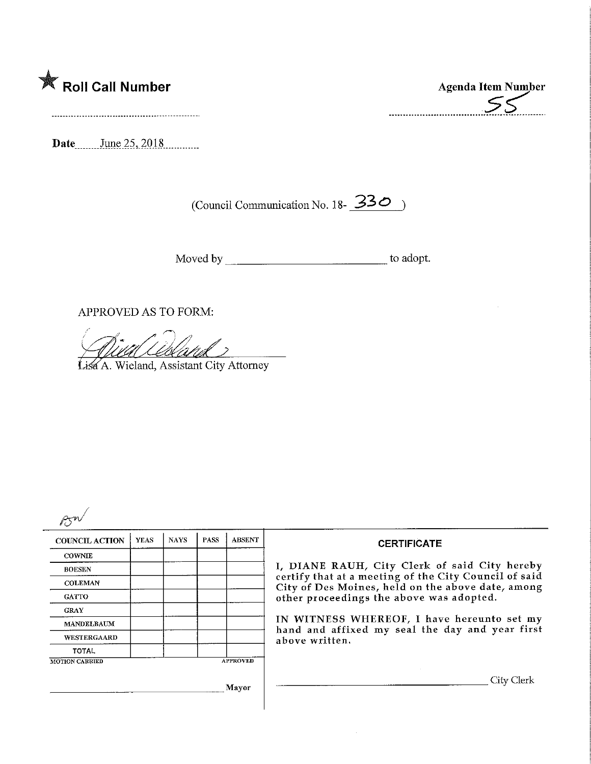★ **Roll Call Number**

..........................................................

**Agenda Item Number**

55

**Date** June 25, 2018

(Council Communication No. 18- 330 )

Moved by \_\_\_\_\_\_\_\_\_\_\_\_\_\_\_\_\_\_\_\_\_\_\_\_\_\_\_\_ to adopt.

APPROVED AS TO FORM:

Lisa A. Wieland, Assistant City Attorney

| COUNCIL ACTION | YEAS | NAYS | PASS | ABSENT |
|---|---|---|---|---|
| COWNIE | | | | |
| BOESEN | | | | |
| COLEMAN | | | | |
| GATTO | | | | |
| GRAY | | | | |
| MANDELBAUM | | | | |
| WESTERGAARD | | | | |
| TOTAL | | | | |

MOTION CARRIED APPROVED

\_\_\_\_\_\_\_\_\_\_\_\_\_\_\_\_\_\_\_\_\_\_\_\_\_\_\_\_ Mayor

**CERTIFICATE**

I, DIANE RAUH, City Clerk of said City hereby certify that at a meeting of the City Council of said City of Des Moines, held on the above date, among other proceedings the above was adopted.

IN WITNESS WHEREOF, I have hereunto set my hand and affixed my seal the day and year first above written.

\_\_\_\_\_\_\_\_\_\_\_\_\_\_\_\_\_\_\_\_\_\_\_\_\_\_\_\_ City Clerk